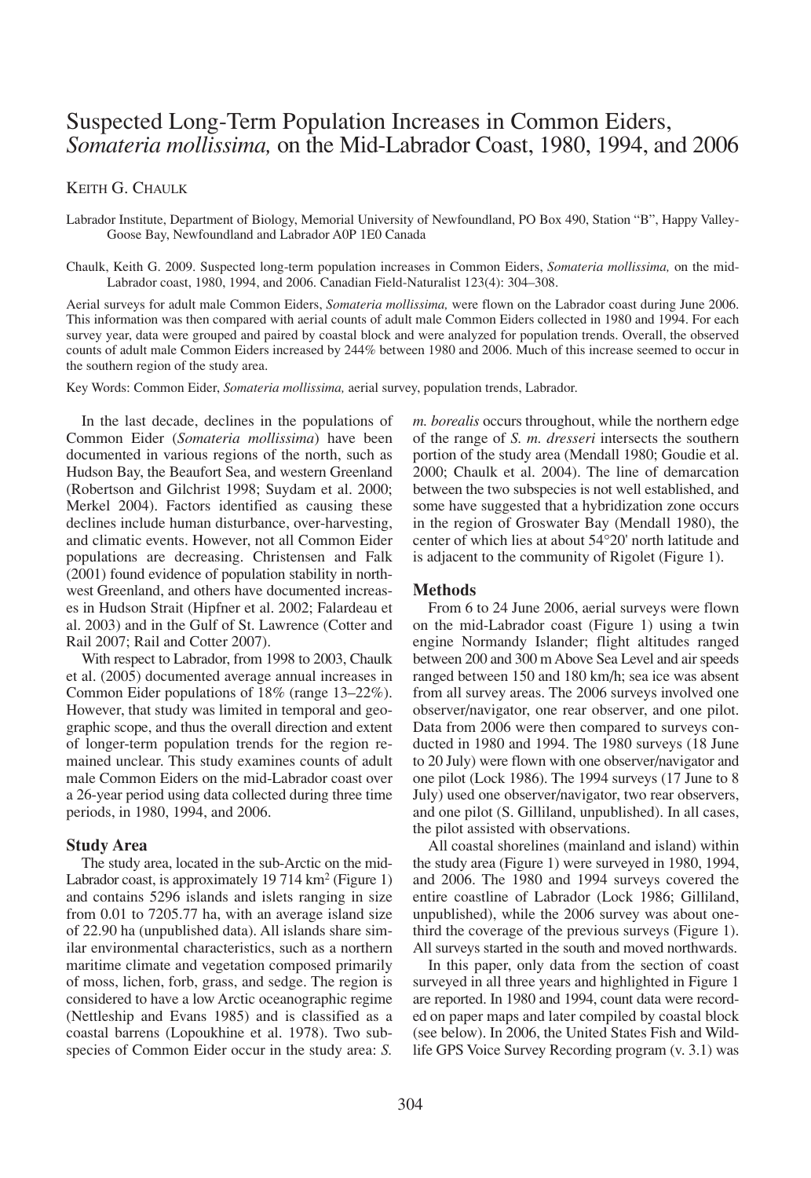# Suspected Long-Term Population Increases in Common Eiders, *Somateria mollissima,* on the Mid-Labrador Coast, 1980, 1994, and 2006

KEITH G. CHAULK

Labrador Institute, Department of Biology, Memorial University of Newfoundland, PO Box 490, Station "B", Happy Valley-Goose Bay, Newfoundland and Labrador A0P 1E0 Canada

Chaulk, Keith G. 2009. Suspected long-term population increases in Common Eiders, *Somateria mollissima,* on the mid-Labrador coast, 1980, 1994, and 2006. Canadian Field-Naturalist 123(4): 304–308.

Aerial surveys for adult male Common Eiders, *Somateria mollissima,* were flown on the Labrador coast during June 2006. This information was then compared with aerial counts of adult male Common Eiders collected in 1980 and 1994. For each survey year, data were grouped and paired by coastal block and were analyzed for population trends. Overall, the observed counts of adult male Common Eiders increased by 244% between 1980 and 2006. Much of this increase seemed to occur in the southern region of the study area.

Key Words: Common Eider, *Somateria mollissima,* aerial survey, population trends, Labrador.

In the last decade, declines in the populations of Common Eider (*Somateria mollissima*) have been documented in various regions of the north, such as Hudson Bay, the Beaufort Sea, and western Greenland (Robertson and Gilchrist 1998; Suydam et al. 2000; Merkel 2004). Factors identified as causing these declines include human disturbance, over-harvesting, and climatic events. However, not all Common Eider populations are decreasing. Christensen and Falk (2001) found evidence of population stability in northwest Greenland, and others have documented increases in Hudson Strait (Hipfner et al. 2002; Falardeau et al. 2003) and in the Gulf of St. Lawrence (Cotter and Rail 2007; Rail and Cotter 2007).

With respect to Labrador, from 1998 to 2003, Chaulk et al. (2005) documented average annual increases in Common Eider populations of 18% (range 13–22%). However, that study was limited in temporal and geographic scope, and thus the overall direction and extent of longer-term population trends for the region remained unclear. This study examines counts of adult male Common Eiders on the mid-Labrador coast over a 26-year period using data collected during three time periods, in 1980, 1994, and 2006.

## Study Area

The study area, located in the sub-Arctic on the mid-Labrador coast, is approximately 19 714 km$^2$ (Figure 1) and contains 5296 islands and islets ranging in size from 0.01 to 7205.77 ha, with an average island size of 22.90 ha (unpublished data). All islands share similar environmental characteristics, such as a northern maritime climate and vegetation composed primarily of moss, lichen, forb, grass, and sedge. The region is considered to have a low Arctic oceanographic regime (Nettleship and Evans 1985) and is classified as a coastal barrens (Lopoukhine et al. 1978). Two subspecies of Common Eider occur in the study area: *S. m. borealis* occurs throughout, while the northern edge of the range of *S. m. dresseri* intersects the southern portion of the study area (Mendall 1980; Goudie et al. 2000; Chaulk et al. 2004). The line of demarcation between the two subspecies is not well established, and some have suggested that a hybridization zone occurs in the region of Groswater Bay (Mendall 1980), the center of which lies at about 54°20' north latitude and is adjacent to the community of Rigolet (Figure 1).

## Methods

From 6 to 24 June 2006, aerial surveys were flown on the mid-Labrador coast (Figure 1) using a twin engine Normandy Islander; flight altitudes ranged between 200 and 300 m Above Sea Level and air speeds ranged between 150 and 180 km/h; sea ice was absent from all survey areas. The 2006 surveys involved one observer/navigator, one rear observer, and one pilot. Data from 2006 were then compared to surveys conducted in 1980 and 1994. The 1980 surveys (18 June to 20 July) were flown with one observer/navigator and one pilot (Lock 1986). The 1994 surveys (17 June to 8 July) used one observer/navigator, two rear observers, and one pilot (S. Gilliland, unpublished). In all cases, the pilot assisted with observations.

All coastal shorelines (mainland and island) within the study area (Figure 1) were surveyed in 1980, 1994, and 2006. The 1980 and 1994 surveys covered the entire coastline of Labrador (Lock 1986; Gilliland, unpublished), while the 2006 survey was about one-third the coverage of the previous surveys (Figure 1). All surveys started in the south and moved northwards.

In this paper, only data from the section of coast surveyed in all three years and highlighted in Figure 1 are reported. In 1980 and 1994, count data were recorded on paper maps and later compiled by coastal block (see below). In 2006, the United States Fish and Wildlife GPS Voice Survey Recording program (v. 3.1) was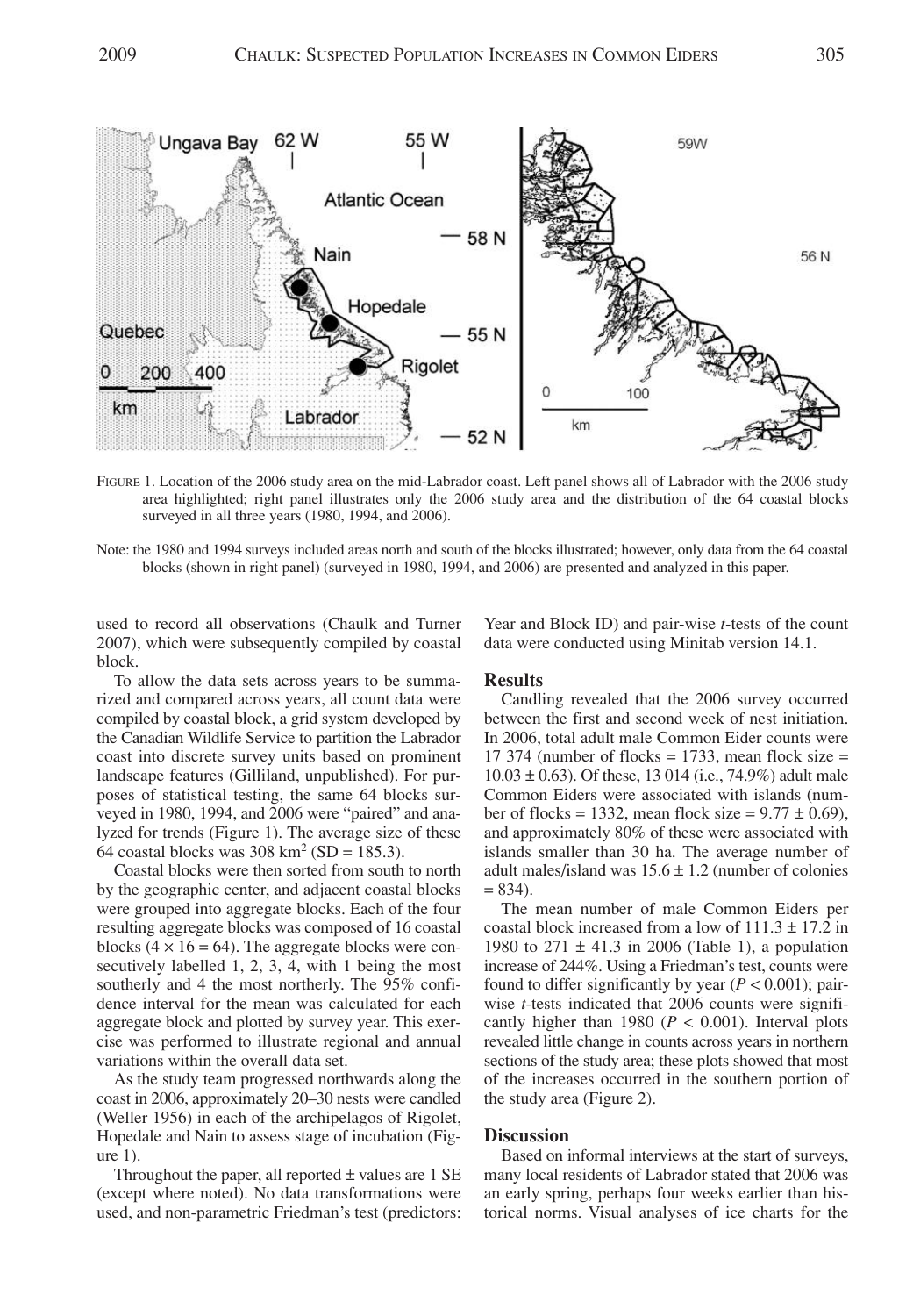FIGURE 1. Location of the 2006 study area on the mid-Labrador coast. Left panel shows all of Labrador with the 2006 study area highlighted; right panel illustrates only the 2006 study area and the distribution of the 64 coastal blocks surveyed in all three years (1980, 1994, and 2006).

Note: the 1980 and 1994 surveys included areas north and south of the blocks illustrated; however, only data from the 64 coastal blocks (shown in right panel) (surveyed in 1980, 1994, and 2006) are presented and analyzed in this paper.

used to record all observations (Chaulk and Turner 2007), which were subsequently compiled by coastal block.

To allow the data sets across years to be summarized and compared across years, all count data were compiled by coastal block, a grid system developed by the Canadian Wildlife Service to partition the Labrador coast into discrete survey units based on prominent landscape features (Gilliland, unpublished). For purposes of statistical testing, the same 64 blocks surveyed in 1980, 1994, and 2006 were "paired" and analyzed for trends (Figure 1). The average size of these 64 coastal blocks was 308 km$^2$ (SD = 185.3).

Coastal blocks were then sorted from south to north by the geographic center, and adjacent coastal blocks were grouped into aggregate blocks. Each of the four resulting aggregate blocks was composed of 16 coastal blocks ($4 \times 16 = 64$). The aggregate blocks were consecutively labelled 1, 2, 3, 4, with 1 being the most southerly and 4 the most northerly. The 95% confidence interval for the mean was calculated for each aggregate block and plotted by survey year. This exercise was performed to illustrate regional and annual variations within the overall data set.

As the study team progressed northwards along the coast in 2006, approximately 20–30 nests were candled (Weller 1956) in each of the archipelagos of Rigolet, Hopedale and Nain to assess stage of incubation (Figure 1).

Throughout the paper, all reported ± values are 1 SE (except where noted). No data transformations were used, and non-parametric Friedman's test (predictors: Year and Block ID) and pair-wise *t*-tests of the count data were conducted using Minitab version 14.1.

## Results

Candling revealed that the 2006 survey occurred between the first and second week of nest initiation. In 2006, total adult male Common Eider counts were 17 374 (number of flocks = 1733, mean flock size = 10.03 ± 0.63). Of these, 13 014 (i.e., 74.9%) adult male Common Eiders were associated with islands (number of flocks = 1332, mean flock size = 9.77 ± 0.69), and approximately 80% of these were associated with islands smaller than 30 ha. The average number of adult males/island was 15.6 ± 1.2 (number of colonies = 834).

The mean number of male Common Eiders per coastal block increased from a low of 111.3 ± 17.2 in 1980 to 271 ± 41.3 in 2006 (Table 1), a population increase of 244%. Using a Friedman's test, counts were found to differ significantly by year ($P < 0.001$); pairwise *t*-tests indicated that 2006 counts were significantly higher than 1980 ($P < 0.001$). Interval plots revealed little change in counts across years in northern sections of the study area; these plots showed that most of the increases occurred in the southern portion of the study area (Figure 2).

## Discussion

Based on informal interviews at the start of surveys, many local residents of Labrador stated that 2006 was an early spring, perhaps four weeks earlier than historical norms. Visual analyses of ice charts for the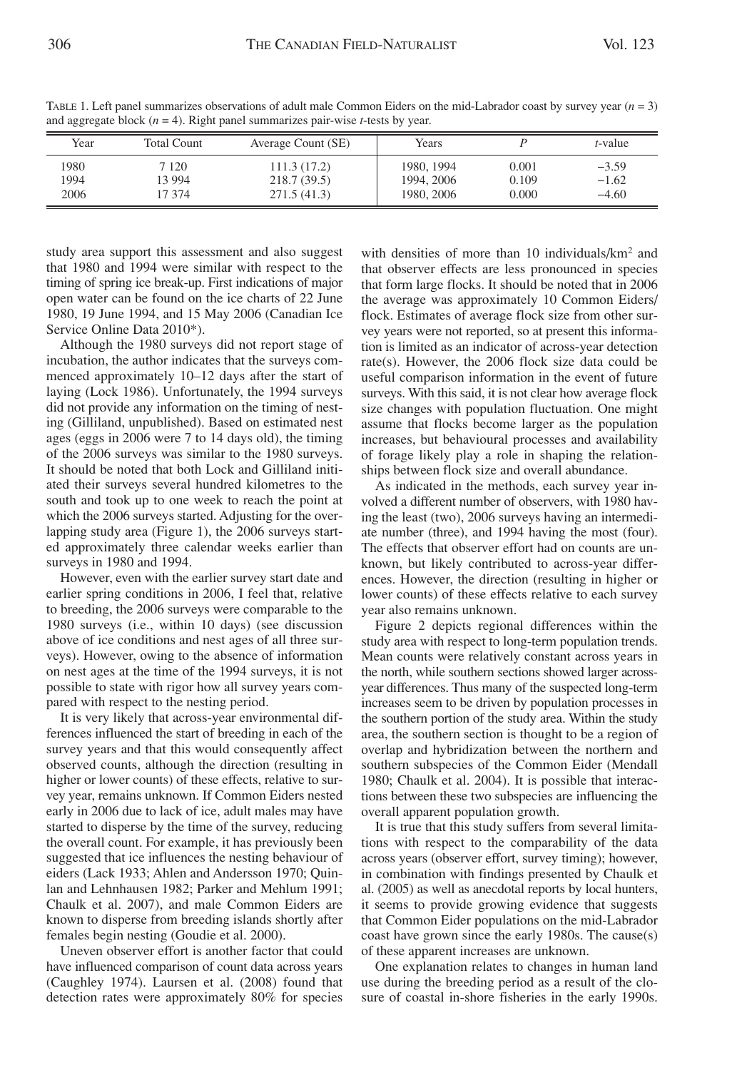TABLE 1. Left panel summarizes observations of adult male Common Eiders on the mid-Labrador coast by survey year ($n = 3$) and aggregate block ($n = 4$). Right panel summarizes pair-wise *t*-tests by year.

| Year | Total Count | Average Count (SE) | Years | *P* | *t*-value |
|---|---|---|---|---|---|
| 1980 | 7 120 | 111.3 (17.2) | 1980, 1994 | 0.001 | −3.59 |
| 1994 | 13 994 | 218.7 (39.5) | 1994, 2006 | 0.109 | −1.62 |
| 2006 | 17 374 | 271.5 (41.3) | 1980, 2006 | 0.000 | −4.60 |

study area support this assessment and also suggest that 1980 and 1994 were similar with respect to the timing of spring ice break-up. First indications of major open water can be found on the ice charts of 22 June 1980, 19 June 1994, and 15 May 2006 (Canadian Ice Service Online Data 2010*).

Although the 1980 surveys did not report stage of incubation, the author indicates that the surveys commenced approximately 10–12 days after the start of laying (Lock 1986). Unfortunately, the 1994 surveys did not provide any information on the timing of nesting (Gilliland, unpublished). Based on estimated nest ages (eggs in 2006 were 7 to 14 days old), the timing of the 2006 surveys was similar to the 1980 surveys. It should be noted that both Lock and Gilliland initiated their surveys several hundred kilometres to the south and took up to one week to reach the point at which the 2006 surveys started. Adjusting for the overlapping study area (Figure 1), the 2006 surveys started approximately three calendar weeks earlier than surveys in 1980 and 1994.

However, even with the earlier survey start date and earlier spring conditions in 2006, I feel that, relative to breeding, the 2006 surveys were comparable to the 1980 surveys (i.e., within 10 days) (see discussion above of ice conditions and nest ages of all three surveys). However, owing to the absence of information on nest ages at the time of the 1994 surveys, it is not possible to state with rigor how all survey years compared with respect to the nesting period.

It is very likely that across-year environmental differences influenced the start of breeding in each of the survey years and that this would consequently affect observed counts, although the direction (resulting in higher or lower counts) of these effects, relative to survey year, remains unknown. If Common Eiders nested early in 2006 due to lack of ice, adult males may have started to disperse by the time of the survey, reducing the overall count. For example, it has previously been suggested that ice influences the nesting behaviour of eiders (Lack 1933; Ahlen and Andersson 1970; Quinlan and Lehnhausen 1982; Parker and Mehlum 1991; Chaulk et al. 2007), and male Common Eiders are known to disperse from breeding islands shortly after females begin nesting (Goudie et al. 2000).

Uneven observer effort is another factor that could have influenced comparison of count data across years (Caughley 1974). Laursen et al. (2008) found that detection rates were approximately 80% for species with densities of more than 10 individuals/km$^2$ and that observer effects are less pronounced in species that form large flocks. It should be noted that in 2006 the average was approximately 10 Common Eiders/flock. Estimates of average flock size from other survey years were not reported, so at present this information is limited as an indicator of across-year detection rate(s). However, the 2006 flock size data could be useful comparison information in the event of future surveys. With this said, it is not clear how average flock size changes with population fluctuation. One might assume that flocks become larger as the population increases, but behavioural processes and availability of forage likely play a role in shaping the relationships between flock size and overall abundance.

As indicated in the methods, each survey year involved a different number of observers, with 1980 having the least (two), 2006 surveys having an intermediate number (three), and 1994 having the most (four). The effects that observer effort had on counts are unknown, but likely contributed to across-year differences. However, the direction (resulting in higher or lower counts) of these effects relative to each survey year also remains unknown.

Figure 2 depicts regional differences within the study area with respect to long-term population trends. Mean counts were relatively constant across years in the north, while southern sections showed larger across-year differences. Thus many of the suspected long-term increases seem to be driven by population processes in the southern portion of the study area. Within the study area, the southern section is thought to be a region of overlap and hybridization between the northern and southern subspecies of the Common Eider (Mendall 1980; Chaulk et al. 2004). It is possible that interactions between these two subspecies are influencing the overall apparent population growth.

It is true that this study suffers from several limitations with respect to the comparability of the data across years (observer effort, survey timing); however, in combination with findings presented by Chaulk et al. (2005) as well as anecdotal reports by local hunters, it seems to provide growing evidence that suggests that Common Eider populations on the mid-Labrador coast have grown since the early 1980s. The cause(s) of these apparent increases are unknown.

One explanation relates to changes in human land use during the breeding period as a result of the closure of coastal in-shore fisheries in the early 1990s.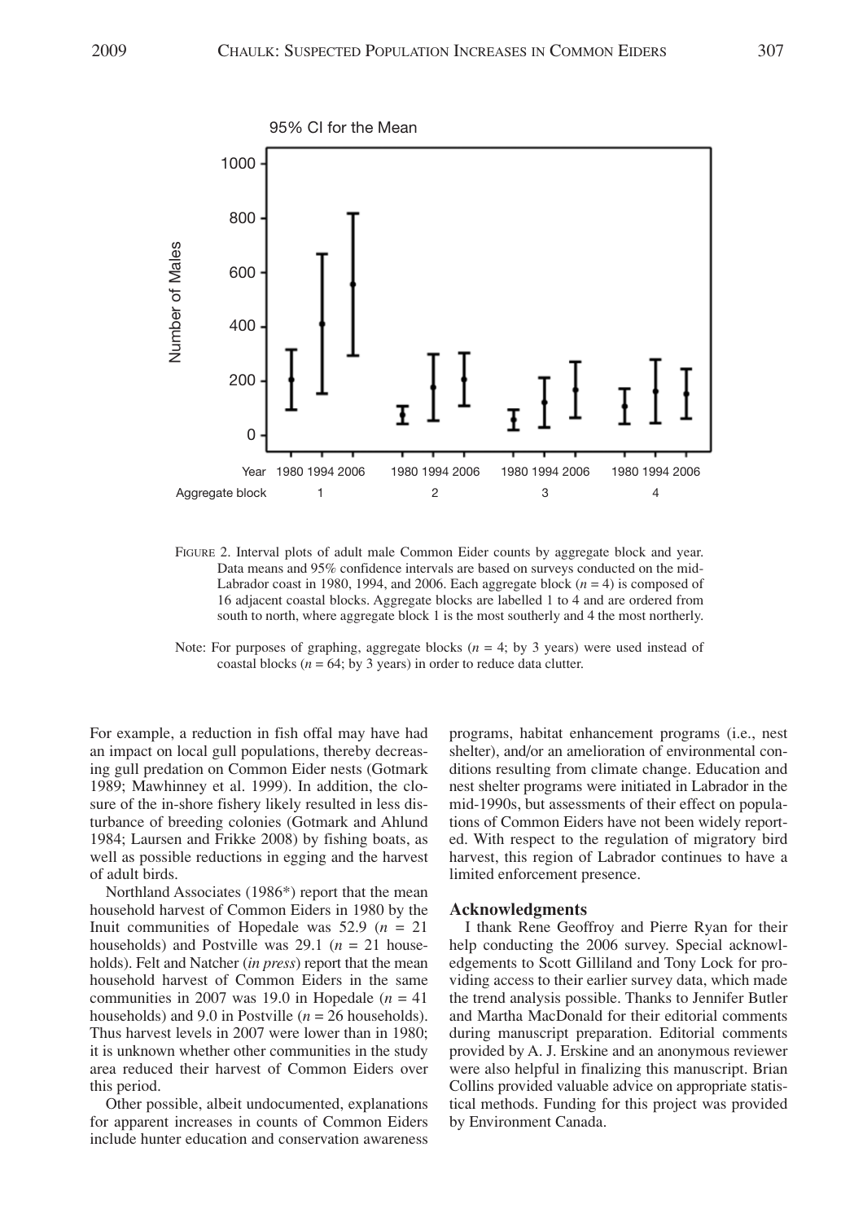FIGURE 2. Interval plots of adult male Common Eider counts by aggregate block and year. Data means and 95% confidence intervals are based on surveys conducted on the mid-Labrador coast in 1980, 1994, and 2006. Each aggregate block ($n = 4$) is composed of 16 adjacent coastal blocks. Aggregate blocks are labelled 1 to 4 and are ordered from south to north, where aggregate block 1 is the most southerly and 4 the most northerly.

Note: For purposes of graphing, aggregate blocks ($n = 4$; by 3 years) were used instead of coastal blocks ($n = 64$; by 3 years) in order to reduce data clutter.

For example, a reduction in fish offal may have had an impact on local gull populations, thereby decreasing gull predation on Common Eider nests (Gotmark 1989; Mawhinney et al. 1999). In addition, the closure of the in-shore fishery likely resulted in less disturbance of breeding colonies (Gotmark and Ahlund 1984; Laursen and Frikke 2008) by fishing boats, as well as possible reductions in egging and the harvest of adult birds.

Northland Associates (1986*) report that the mean household harvest of Common Eiders in 1980 by the Inuit communities of Hopedale was 52.9 ($n = 21$ households) and Postville was 29.1 ($n = 21$ households). Felt and Natcher (*in press*) report that the mean household harvest of Common Eiders in the same communities in 2007 was 19.0 in Hopedale ($n = 41$ households) and 9.0 in Postville ($n = 26$ households). Thus harvest levels in 2007 were lower than in 1980; it is unknown whether other communities in the study area reduced their harvest of Common Eiders over this period.

Other possible, albeit undocumented, explanations for apparent increases in counts of Common Eiders include hunter education and conservation awareness programs, habitat enhancement programs (i.e., nest shelter), and/or an amelioration of environmental conditions resulting from climate change. Education and nest shelter programs were initiated in Labrador in the mid-1990s, but assessments of their effect on populations of Common Eiders have not been widely reported. With respect to the regulation of migratory bird harvest, this region of Labrador continues to have a limited enforcement presence.

## Acknowledgments

I thank Rene Geoffroy and Pierre Ryan for their help conducting the 2006 survey. Special acknowledgements to Scott Gilliland and Tony Lock for providing access to their earlier survey data, which made the trend analysis possible. Thanks to Jennifer Butler and Martha MacDonald for their editorial comments during manuscript preparation. Editorial comments provided by A. J. Erskine and an anonymous reviewer were also helpful in finalizing this manuscript. Brian Collins provided valuable advice on appropriate statistical methods. Funding for this project was provided by Environment Canada.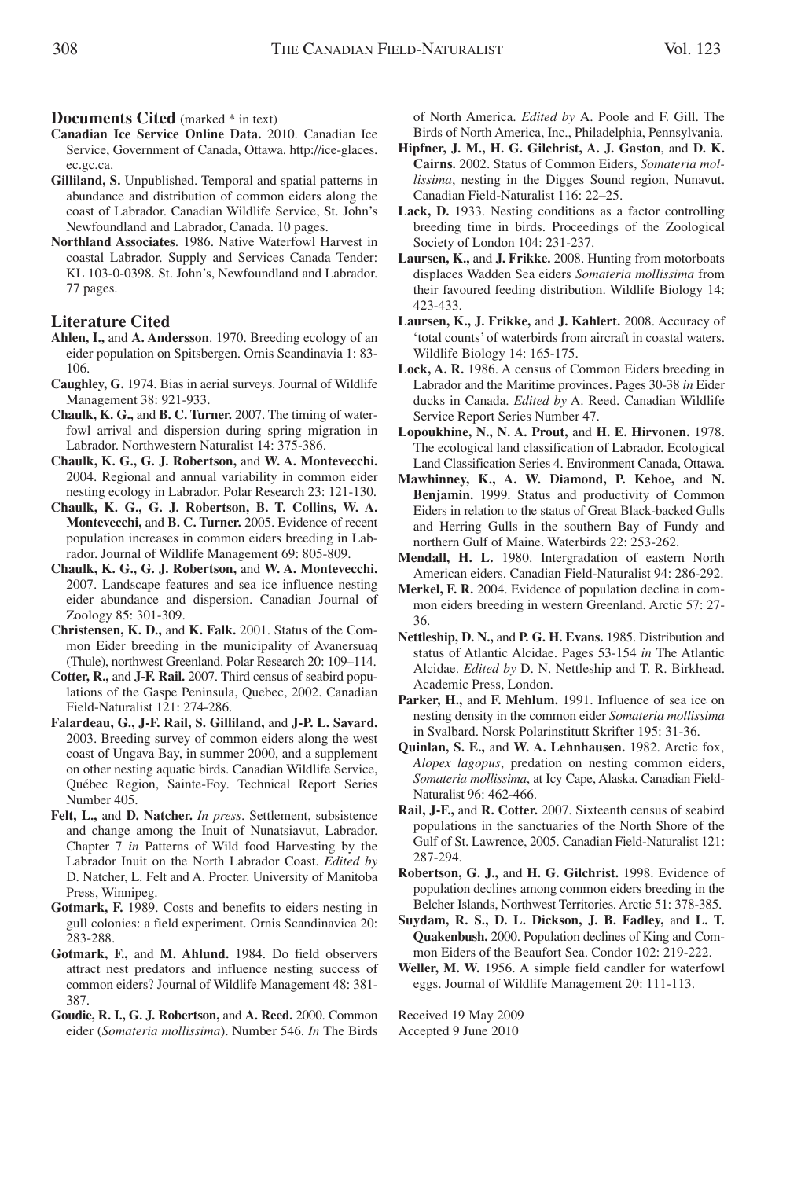## Documents Cited (marked * in text)

**Canadian Ice Service Online Data.** 2010. Canadian Ice Service, Government of Canada, Ottawa. http://ice-glaces.ec.gc.ca.

**Gilliland, S.** Unpublished. Temporal and spatial patterns in abundance and distribution of common eiders along the coast of Labrador. Canadian Wildlife Service, St. John's Newfoundland and Labrador, Canada. 10 pages.

**Northland Associates**. 1986. Native Waterfowl Harvest in coastal Labrador. Supply and Services Canada Tender: KL 103-0-0398. St. John's, Newfoundland and Labrador. 77 pages.

## Literature Cited

**Ahlen, I.,** and **A. Andersson**. 1970. Breeding ecology of an eider population on Spitsbergen. Ornis Scandinavia 1: 83-106.

**Caughley, G.** 1974. Bias in aerial surveys. Journal of Wildlife Management 38: 921-933.

**Chaulk, K. G.,** and **B. C. Turner.** 2007. The timing of waterfowl arrival and dispersion during spring migration in Labrador. Northwestern Naturalist 14: 375-386.

**Chaulk, K. G., G. J. Robertson,** and **W. A. Montevecchi.** 2004. Regional and annual variability in common eider nesting ecology in Labrador. Polar Research 23: 121-130.

**Chaulk, K. G., G. J. Robertson, B. T. Collins, W. A. Montevecchi,** and **B. C. Turner.** 2005. Evidence of recent population increases in common eiders breeding in Labrador. Journal of Wildlife Management 69: 805-809.

**Chaulk, K. G., G. J. Robertson,** and **W. A. Montevecchi.** 2007. Landscape features and sea ice influence nesting eider abundance and dispersion. Canadian Journal of Zoology 85: 301-309.

**Christensen, K. D.,** and **K. Falk.** 2001. Status of the Common Eider breeding in the municipality of Avanersuaq (Thule), northwest Greenland. Polar Research 20: 109–114.

**Cotter, R.,** and **J-F. Rail.** 2007. Third census of seabird populations of the Gaspe Peninsula, Quebec, 2002. Canadian Field-Naturalist 121: 274-286.

**Falardeau, G., J-F. Rail, S. Gilliland,** and **J-P. L. Savard.** 2003. Breeding survey of common eiders along the west coast of Ungava Bay, in summer 2000, and a supplement on other nesting aquatic birds. Canadian Wildlife Service, Québec Region, Sainte-Foy. Technical Report Series Number 405.

**Felt, L.,** and **D. Natcher.** *In press*. Settlement, subsistence and change among the Inuit of Nunatsiavut, Labrador. Chapter 7 *in* Patterns of Wild food Harvesting by the Labrador Inuit on the North Labrador Coast. *Edited by* D. Natcher, L. Felt and A. Procter. University of Manitoba Press, Winnipeg.

**Gotmark, F.** 1989. Costs and benefits to eiders nesting in gull colonies: a field experiment. Ornis Scandinavica 20: 283-288.

**Gotmark, F.,** and **M. Ahlund.** 1984. Do field observers attract nest predators and influence nesting success of common eiders? Journal of Wildlife Management 48: 381-387.

**Goudie, R. I., G. J. Robertson,** and **A. Reed.** 2000. Common eider (*Somateria mollissima*). Number 546. *In* The Birds of North America. *Edited by* A. Poole and F. Gill. The Birds of North America, Inc., Philadelphia, Pennsylvania.

**Hipfner, J. M., H. G. Gilchrist, A. J. Gaston**, and **D. K. Cairns.** 2002. Status of Common Eiders, *Somateria mollissima*, nesting in the Digges Sound region, Nunavut. Canadian Field-Naturalist 116: 22–25.

**Lack, D.** 1933. Nesting conditions as a factor controlling breeding time in birds. Proceedings of the Zoological Society of London 104: 231-237.

**Laursen, K.,** and **J. Frikke.** 2008. Hunting from motorboats displaces Wadden Sea eiders *Somateria mollissima* from their favoured feeding distribution. Wildlife Biology 14: 423-433.

**Laursen, K., J. Frikke,** and **J. Kahlert.** 2008. Accuracy of 'total counts' of waterbirds from aircraft in coastal waters. Wildlife Biology 14: 165-175.

**Lock, A. R.** 1986. A census of Common Eiders breeding in Labrador and the Maritime provinces. Pages 30-38 *in* Eider ducks in Canada. *Edited by* A. Reed. Canadian Wildlife Service Report Series Number 47.

**Lopoukhine, N., N. A. Prout,** and **H. E. Hirvonen.** 1978. The ecological land classification of Labrador. Ecological Land Classification Series 4. Environment Canada, Ottawa.

**Mawhinney, K., A. W. Diamond, P. Kehoe,** and **N. Benjamin.** 1999. Status and productivity of Common Eiders in relation to the status of Great Black-backed Gulls and Herring Gulls in the southern Bay of Fundy and northern Gulf of Maine. Waterbirds 22: 253-262.

**Mendall, H. L.** 1980. Intergradation of eastern North American eiders. Canadian Field-Naturalist 94: 286-292.

**Merkel, F. R.** 2004. Evidence of population decline in common eiders breeding in western Greenland. Arctic 57: 27-36.

**Nettleship, D. N.,** and **P. G. H. Evans.** 1985. Distribution and status of Atlantic Alcidae. Pages 53-154 *in* The Atlantic Alcidae. *Edited by* D. N. Nettleship and T. R. Birkhead. Academic Press, London.

**Parker, H.,** and **F. Mehlum.** 1991. Influence of sea ice on nesting density in the common eider *Somateria mollissima* in Svalbard. Norsk Polarinstitutt Skrifter 195: 31-36.

**Quinlan, S. E.,** and **W. A. Lehnhausen.** 1982. Arctic fox, *Alopex lagopus*, predation on nesting common eiders, *Somateria mollissima*, at Icy Cape, Alaska. Canadian Field-Naturalist 96: 462-466.

**Rail, J-F.,** and **R. Cotter.** 2007. Sixteenth census of seabird populations in the sanctuaries of the North Shore of the Gulf of St. Lawrence, 2005. Canadian Field-Naturalist 121: 287-294.

**Robertson, G. J.,** and **H. G. Gilchrist.** 1998. Evidence of population declines among common eiders breeding in the Belcher Islands, Northwest Territories. Arctic 51: 378-385.

**Suydam, R. S., D. L. Dickson, J. B. Fadley,** and **L. T. Quakenbush.** 2000. Population declines of King and Common Eiders of the Beaufort Sea. Condor 102: 219-222.

**Weller, M. W.** 1956. A simple field candler for waterfowl eggs. Journal of Wildlife Management 20: 111-113.

Received 19 May 2009
Accepted 9 June 2010